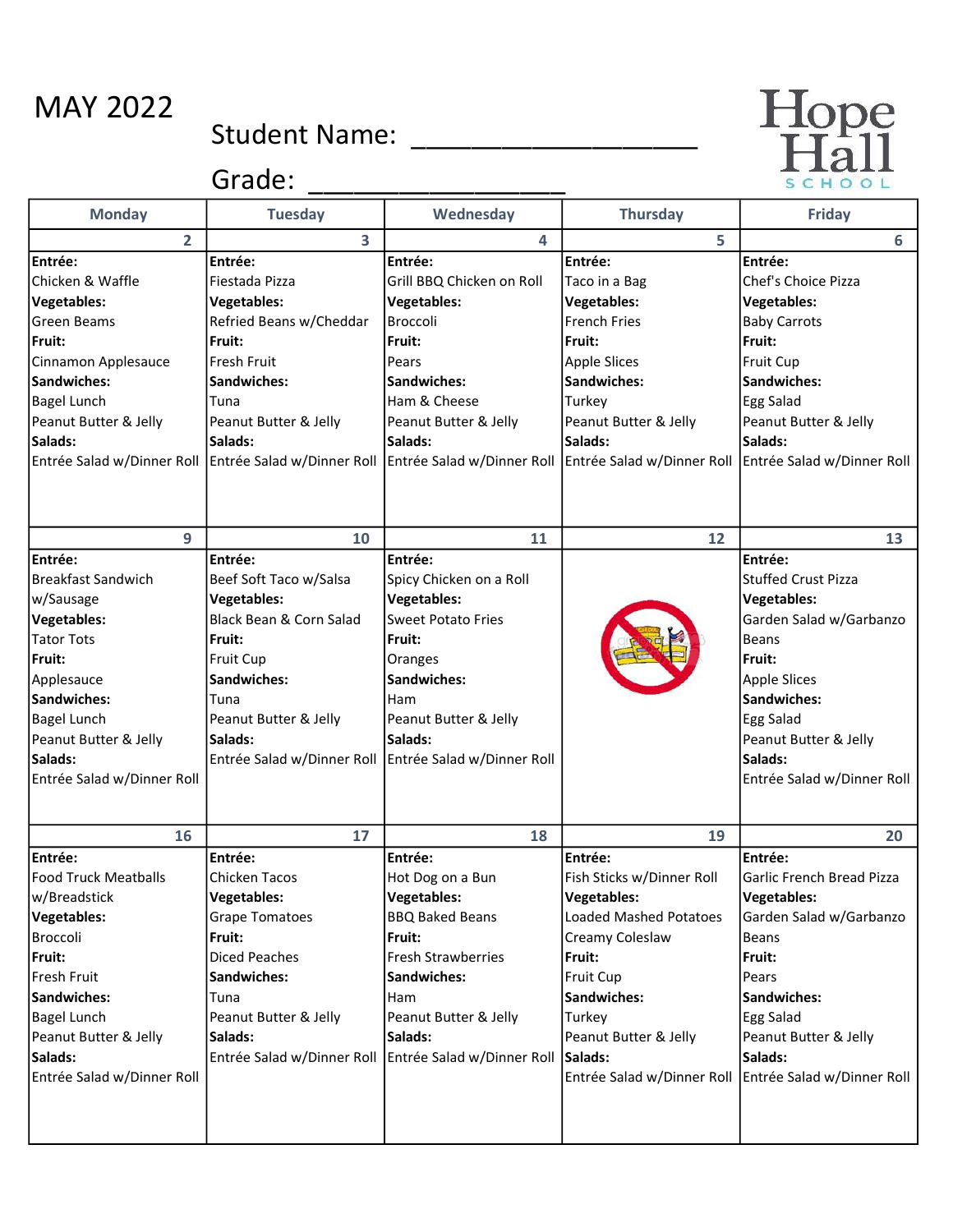# MAY 2022

Student Name: ___________________

Grade: ___________________

Hope Hall School

| Monday | Tuesday | Wednesday | Thursday | Friday |
|---|---|---|---|---|
| 2 | 3 | 4 | 5 | 6 |
| **Entrée:** Chicken & Waffle **Vegetables:** Green Beams **Fruit:** Cinnamon Applesauce **Sandwiches:** Bagel Lunch, Peanut Butter & Jelly **Salads:** Entrée Salad w/Dinner Roll | **Entrée:** Fiestada Pizza **Vegetables:** Refried Beans w/Cheddar **Fruit:** Fresh Fruit **Sandwiches:** Tuna, Peanut Butter & Jelly **Salads:** Entrée Salad w/Dinner Roll | **Entrée:** Grill BBQ Chicken on Roll **Vegetables:** Broccoli **Fruit:** Pears **Sandwiches:** Ham & Cheese, Peanut Butter & Jelly **Salads:** Entrée Salad w/Dinner Roll | **Entrée:** Taco in a Bag **Vegetables:** French Fries **Fruit:** Apple Slices **Sandwiches:** Turkey, Peanut Butter & Jelly **Salads:** Entrée Salad w/Dinner Roll | **Entrée:** Chef's Choice Pizza **Vegetables:** Baby Carrots **Fruit:** Fruit Cup **Sandwiches:** Egg Salad, Peanut Butter & Jelly **Salads:** Entrée Salad w/Dinner Roll |
| 9 | 10 | 11 | 12 | 13 |
| **Entrée:** Breakfast Sandwich w/Sausage **Vegetables:** Tator Tots **Fruit:** Applesauce **Sandwiches:** Bagel Lunch, Peanut Butter & Jelly **Salads:** Entrée Salad w/Dinner Roll | **Entrée:** Beef Soft Taco w/Salsa **Vegetables:** Black Bean & Corn Salad **Fruit:** Fruit Cup **Sandwiches:** Tuna, Peanut Butter & Jelly **Salads:** Entrée Salad w/Dinner Roll | **Entrée:** Spicy Chicken on a Roll **Vegetables:** Sweet Potato Fries **Fruit:** Oranges **Sandwiches:** Ham, Peanut Butter & Jelly **Salads:** Entrée Salad w/Dinner Roll | | **Entrée:** Stuffed Crust Pizza **Vegetables:** Garden Salad w/Garbanzo Beans **Fruit:** Apple Slices **Sandwiches:** Egg Salad, Peanut Butter & Jelly **Salads:** Entrée Salad w/Dinner Roll |
| 16 | 17 | 18 | 19 | 20 |
| **Entrée:** Food Truck Meatballs w/Breadstick **Vegetables:** Broccoli **Fruit:** Fresh Fruit **Sandwiches:** Bagel Lunch, Peanut Butter & Jelly **Salads:** Entrée Salad w/Dinner Roll | **Entrée:** Chicken Tacos **Vegetables:** Grape Tomatoes **Fruit:** Diced Peaches **Sandwiches:** Tuna, Peanut Butter & Jelly **Salads:** Entrée Salad w/Dinner Roll | **Entrée:** Hot Dog on a Bun **Vegetables:** BBQ Baked Beans **Fruit:** Fresh Strawberries **Sandwiches:** Ham, Peanut Butter & Jelly **Salads:** Entrée Salad w/Dinner Roll | **Entrée:** Fish Sticks w/Dinner Roll **Vegetables:** Loaded Mashed Potatoes, Creamy Coleslaw **Fruit:** Fruit Cup **Sandwiches:** Turkey, Peanut Butter & Jelly **Salads:** Entrée Salad w/Dinner Roll | **Entrée:** Garlic French Bread Pizza **Vegetables:** Garden Salad w/Garbanzo Beans **Fruit:** Pears **Sandwiches:** Egg Salad, Peanut Butter & Jelly **Salads:** Entrée Salad w/Dinner Roll |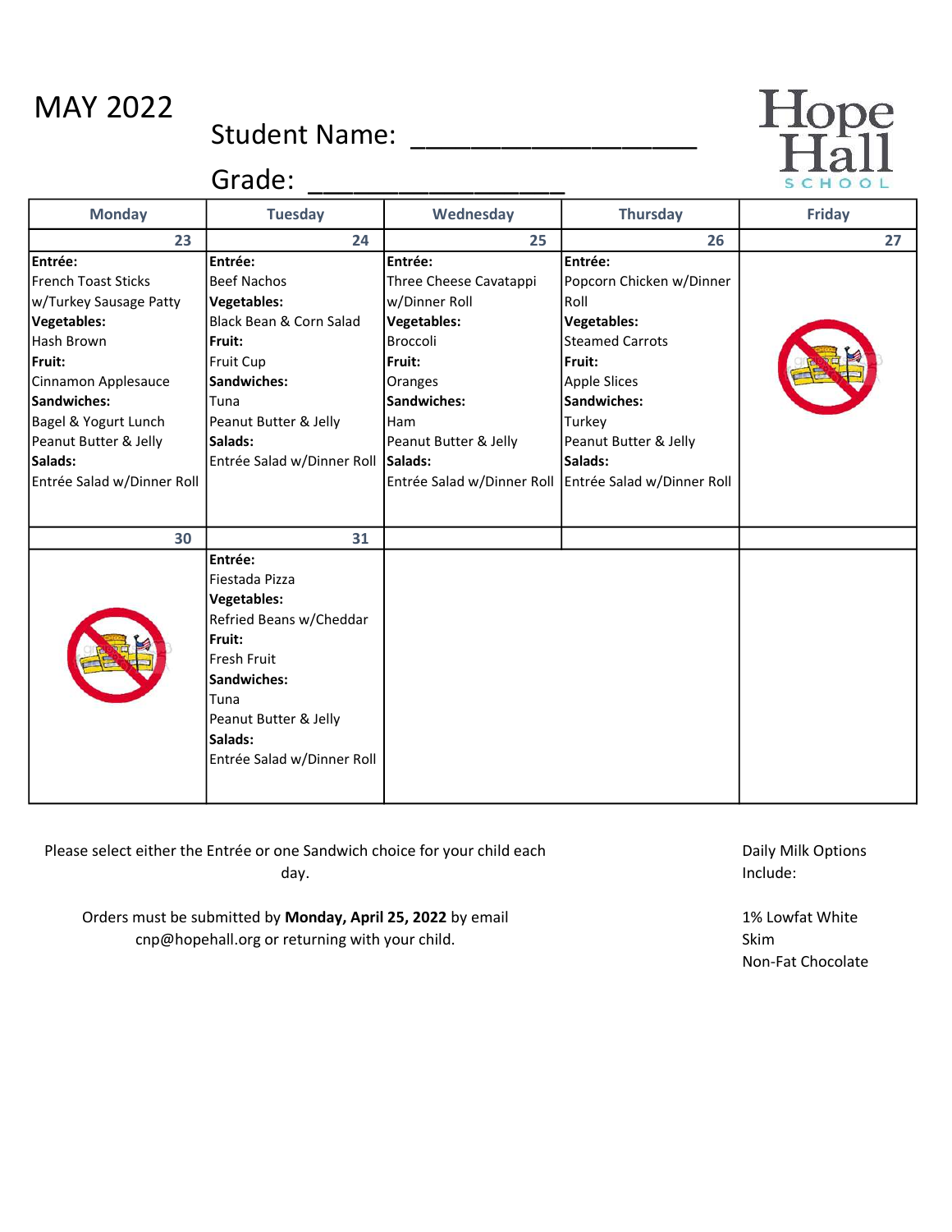# MAY 2022

Student Name: ________________

Grade: ______________

Hope Hall SCHOOL

| Monday | Tuesday | Wednesday | Thursday | Friday |
|---|---|---|---|---|
| 23 | 24 | 25 | 26 | 27 |
| **Entrée:**<br>French Toast Sticks w/Turkey Sausage Patty<br>**Vegetables:**<br>Hash Brown<br>**Fruit:**<br>Cinnamon Applesauce<br>**Sandwiches:**<br>Bagel & Yogurt Lunch<br>Peanut Butter & Jelly<br>**Salads:**<br>Entrée Salad w/Dinner Roll | **Entrée:**<br>Beef Nachos<br>**Vegetables:**<br>Black Bean & Corn Salad<br>**Fruit:**<br>Fruit Cup<br>**Sandwiches:**<br>Tuna<br>Peanut Butter & Jelly<br>**Salads:**<br>Entrée Salad w/Dinner Roll | **Entrée:**<br>Three Cheese Cavatappi w/Dinner Roll<br>**Vegetables:**<br>Broccoli<br>**Fruit:**<br>Oranges<br>**Sandwiches:**<br>Ham<br>Peanut Butter & Jelly<br>**Salads:**<br>Entrée Salad w/Dinner Roll | **Entrée:**<br>Popcorn Chicken w/Dinner Roll<br>**Vegetables:**<br>Steamed Carrots<br>**Fruit:**<br>Apple Slices<br>**Sandwiches:**<br>Turkey<br>Peanut Butter & Jelly<br>**Salads:**<br>Entrée Salad w/Dinner Roll | |
| 30 | 31 | | | |
| | **Entrée:**<br>Fiestada Pizza<br>**Vegetables:**<br>Refried Beans w/Cheddar<br>**Fruit:**<br>Fresh Fruit<br>**Sandwiches:**<br>Tuna<br>Peanut Butter & Jelly<br>**Salads:**<br>Entrée Salad w/Dinner Roll | | | |

Please select either the Entrée or one Sandwich choice for your child each day.

Orders must be submitted by **Monday, April 25, 2022** by email cnp@hopehall.org or returning with your child.

Daily Milk Options Include:

1% Lowfat White
Skim
Non-Fat Chocolate